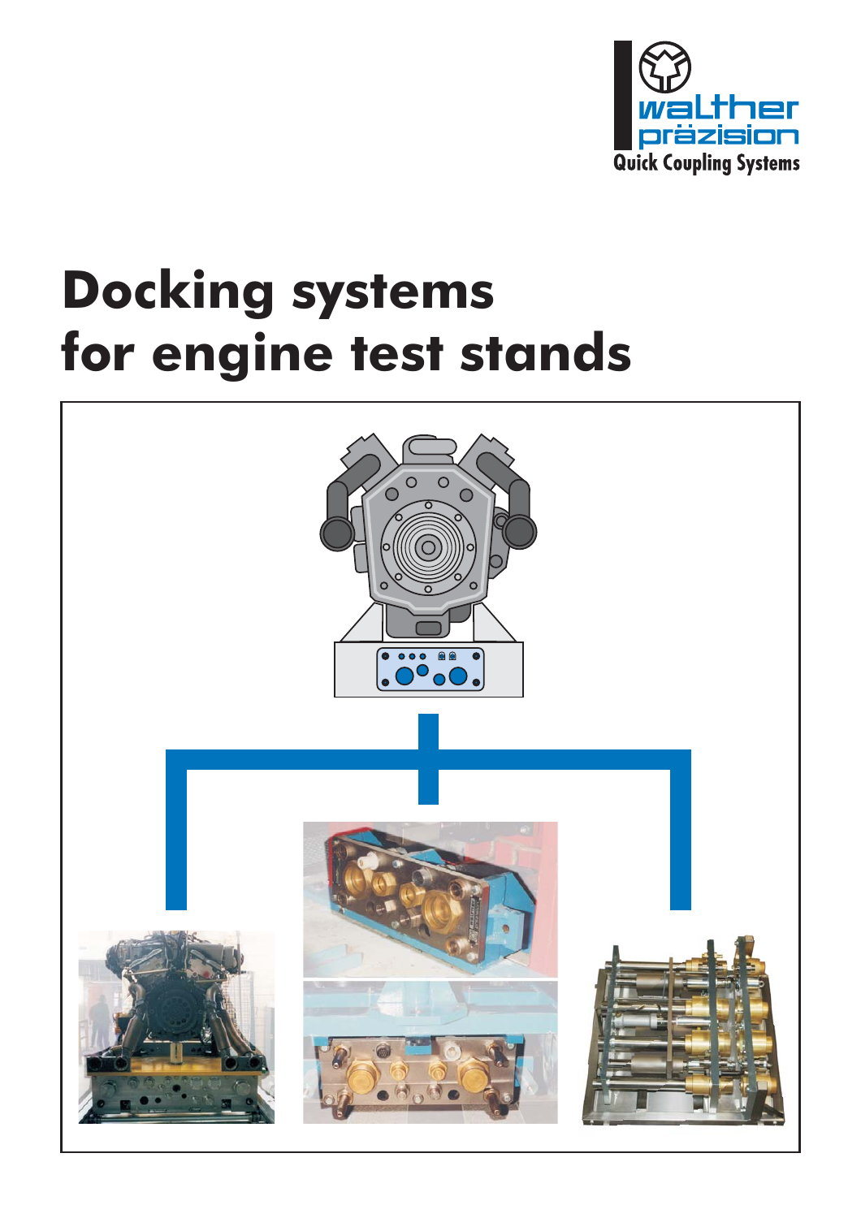walther präzision
Quick Coupling Systems

# Docking systems for engine test stands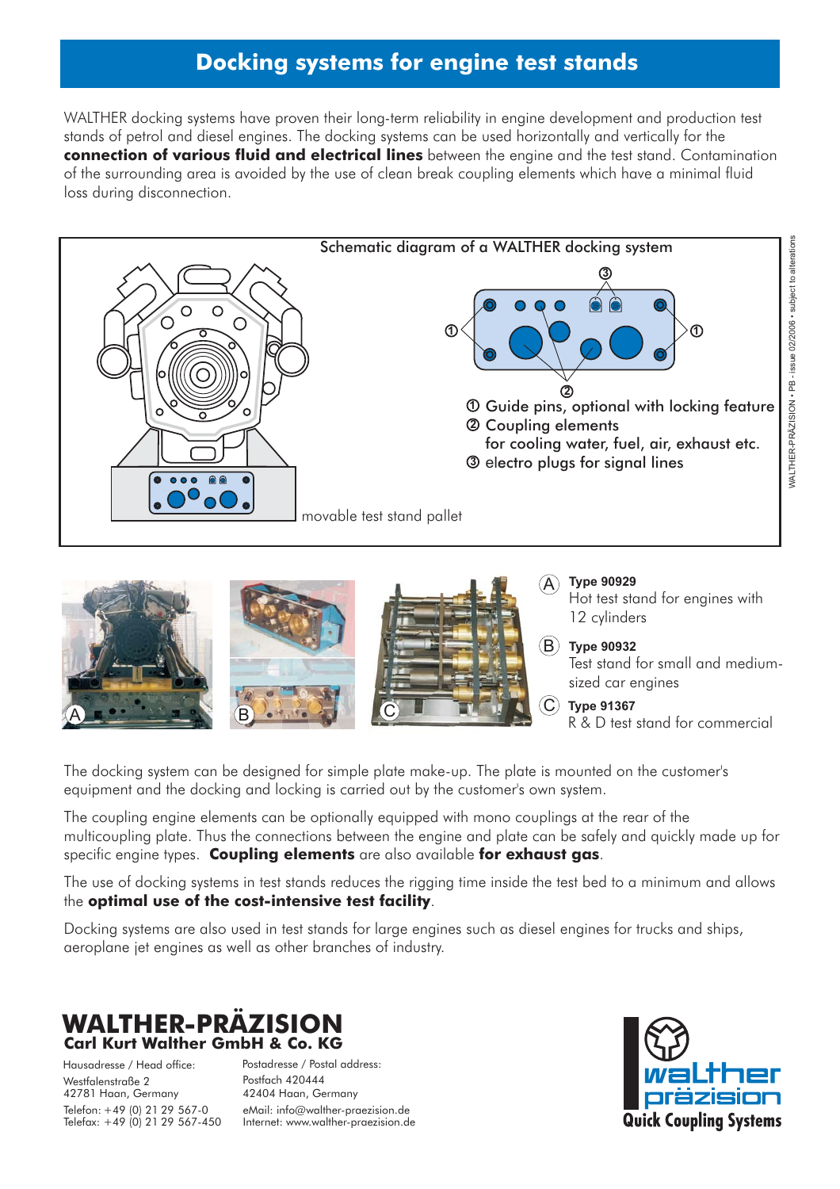# Docking systems for engine test stands

WALTHER docking systems have proven their long-term reliability in engine development and production test stands of petrol and diesel engines. The docking systems can be used horizontally and vertically for the **connection of various fluid and electrical lines** between the engine and the test stand. Contamination of the surrounding area is avoided by the use of clean break coupling elements which have a minimal fluid loss during disconnection.

Schematic diagram of a WALTHER docking system

① Guide pins, optional with locking feature
② Coupling elements
for cooling water, fuel, air, exhaust etc.
③ electro plugs for signal lines

movable test stand pallet

Ⓐ **Type 90929**
Hot test stand for engines with 12 cylinders

Ⓑ **Type 90932**
Test stand for small and medium-sized car engines

Ⓒ **Type 91367**
R & D test stand for commercial

The docking system can be designed for simple plate make-up. The plate is mounted on the customer's equipment and the docking and locking is carried out by the customer's own system.

The coupling engine elements can be optionally equipped with mono couplings at the rear of the multicoupling plate. Thus the connections between the engine and plate can be safely and quickly made up for specific engine types. **Coupling elements** are also available **for exhaust gas**.

The use of docking systems in test stands reduces the rigging time inside the test bed to a minimum and allows the **optimal use of the cost-intensive test facility**.

Docking systems are also used in test stands for large engines such as diesel engines for trucks and ships, aeroplane jet engines as well as other branches of industry.

**WALTHER-PRÄZISION**
**Carl Kurt Walther GmbH & Co. KG**

Hausadresse / Head office:
Westfalenstraße 2
42781 Haan, Germany
Telefon: +49 (0) 21 29 567-0
Telefax: +49 (0) 21 29 567-450

Postadresse / Postal address:
Postfach 420444
42404 Haan, Germany
eMail: info@walther-praezision.de
Internet: www.walther-praezision.de

walther präzision
Quick Coupling Systems

WALTHER-PRÄZISION • PB - issue 02/2006 • subject to alterations